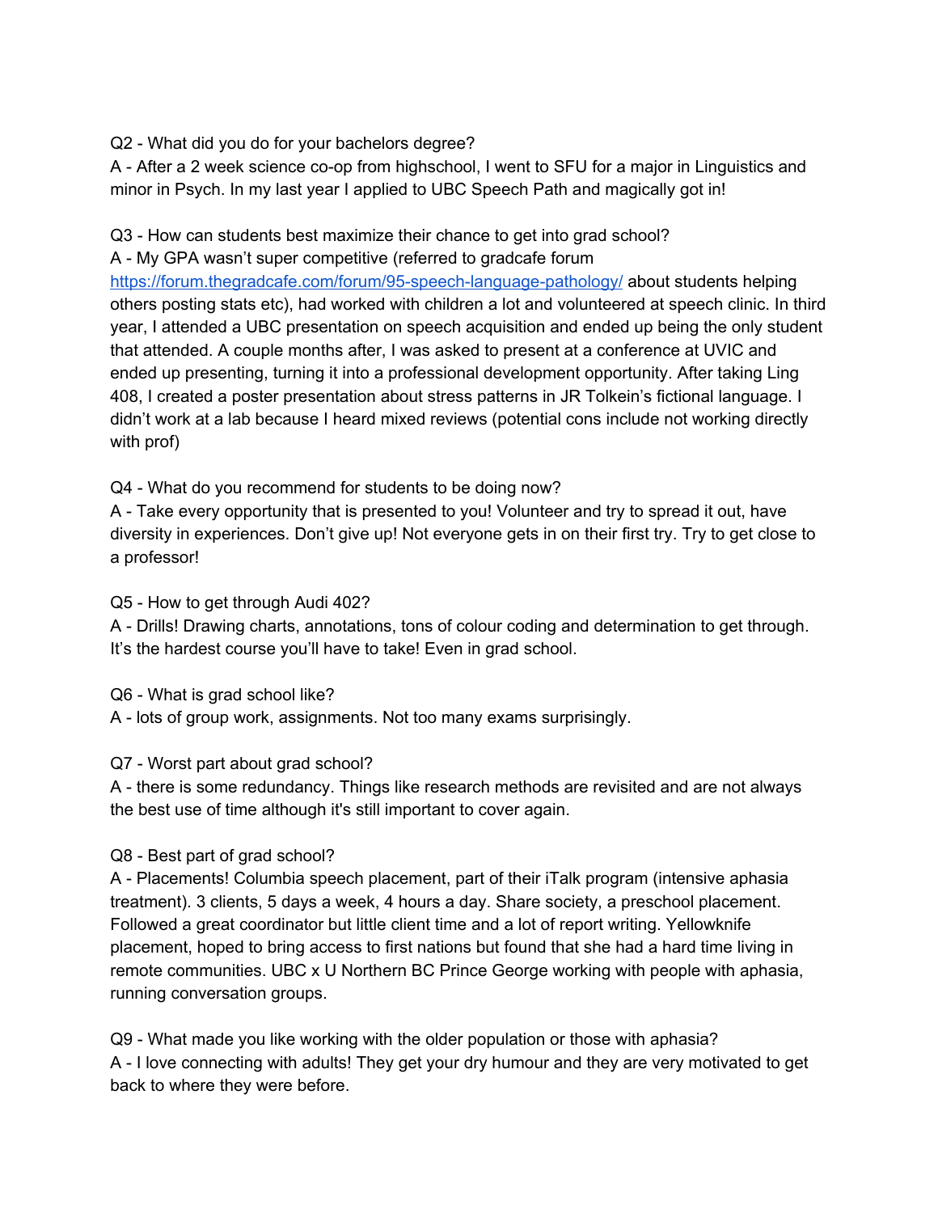Q2 - What did you do for your bachelors degree?
A - After a 2 week science co-op from highschool, I went to SFU for a major in Linguistics and minor in Psych. In my last year I applied to UBC Speech Path and magically got in!

Q3 - How can students best maximize their chance to get into grad school?
A - My GPA wasn't super competitive (referred to gradcafe forum [https://forum.thegradcafe.com/forum/95-speech-language-pathology/](https://forum.thegradcafe.com/forum/95-speech-language-pathology/) about students helping others posting stats etc), had worked with children a lot and volunteered at speech clinic. In third year, I attended a UBC presentation on speech acquisition and ended up being the only student that attended. A couple months after, I was asked to present at a conference at UVIC and ended up presenting, turning it into a professional development opportunity. After taking Ling 408, I created a poster presentation about stress patterns in JR Tolkein's fictional language. I didn't work at a lab because I heard mixed reviews (potential cons include not working directly with prof)

Q4 - What do you recommend for students to be doing now?
A - Take every opportunity that is presented to you! Volunteer and try to spread it out, have diversity in experiences. Don't give up! Not everyone gets in on their first try. Try to get close to a professor!

Q5 - How to get through Audi 402?
A - Drills! Drawing charts, annotations, tons of colour coding and determination to get through. It's the hardest course you'll have to take! Even in grad school.

Q6 - What is grad school like?
A - lots of group work, assignments. Not too many exams surprisingly.

Q7 - Worst part about grad school?
A - there is some redundancy. Things like research methods are revisited and are not always the best use of time although it's still important to cover again.

Q8 - Best part of grad school?
A - Placements! Columbia speech placement, part of their iTalk program (intensive aphasia treatment). 3 clients, 5 days a week, 4 hours a day. Share society, a preschool placement. Followed a great coordinator but little client time and a lot of report writing. Yellowknife placement, hoped to bring access to first nations but found that she had a hard time living in remote communities. UBC x U Northern BC Prince George working with people with aphasia, running conversation groups.

Q9 - What made you like working with the older population or those with aphasia?
A - I love connecting with adults! They get your dry humour and they are very motivated to get back to where they were before.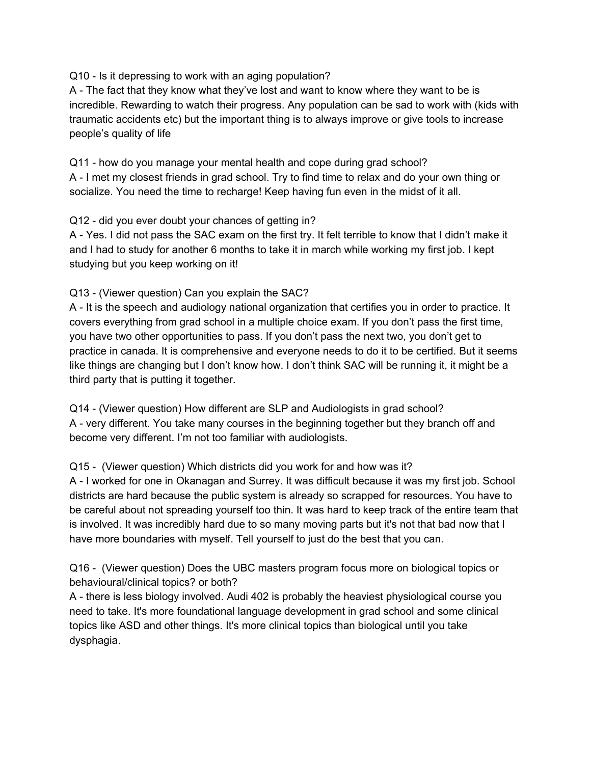Q10 - Is it depressing to work with an aging population?
A - The fact that they know what they've lost and want to know where they want to be is incredible. Rewarding to watch their progress. Any population can be sad to work with (kids with traumatic accidents etc) but the important thing is to always improve or give tools to increase people's quality of life

Q11 - how do you manage your mental health and cope during grad school?
A - I met my closest friends in grad school. Try to find time to relax and do your own thing or socialize. You need the time to recharge! Keep having fun even in the midst of it all.

Q12 - did you ever doubt your chances of getting in?
A - Yes. I did not pass the SAC exam on the first try. It felt terrible to know that I didn't make it and I had to study for another 6 months to take it in march while working my first job. I kept studying but you keep working on it!

Q13 - (Viewer question) Can you explain the SAC?
A - It is the speech and audiology national organization that certifies you in order to practice. It covers everything from grad school in a multiple choice exam. If you don't pass the first time, you have two other opportunities to pass. If you don't pass the next two, you don't get to practice in canada. It is comprehensive and everyone needs to do it to be certified. But it seems like things are changing but I don't know how. I don't think SAC will be running it, it might be a third party that is putting it together.

Q14 - (Viewer question) How different are SLP and Audiologists in grad school?
A - very different. You take many courses in the beginning together but they branch off and become very different. I'm not too familiar with audiologists.

Q15 - (Viewer question) Which districts did you work for and how was it?
A - I worked for one in Okanagan and Surrey. It was difficult because it was my first job. School districts are hard because the public system is already so scrapped for resources. You have to be careful about not spreading yourself too thin. It was hard to keep track of the entire team that is involved. It was incredibly hard due to so many moving parts but it's not that bad now that I have more boundaries with myself. Tell yourself to just do the best that you can.

Q16 - (Viewer question) Does the UBC masters program focus more on biological topics or behavioural/clinical topics? or both?
A - there is less biology involved. Audi 402 is probably the heaviest physiological course you need to take. It's more foundational language development in grad school and some clinical topics like ASD and other things. It's more clinical topics than biological until you take dysphagia.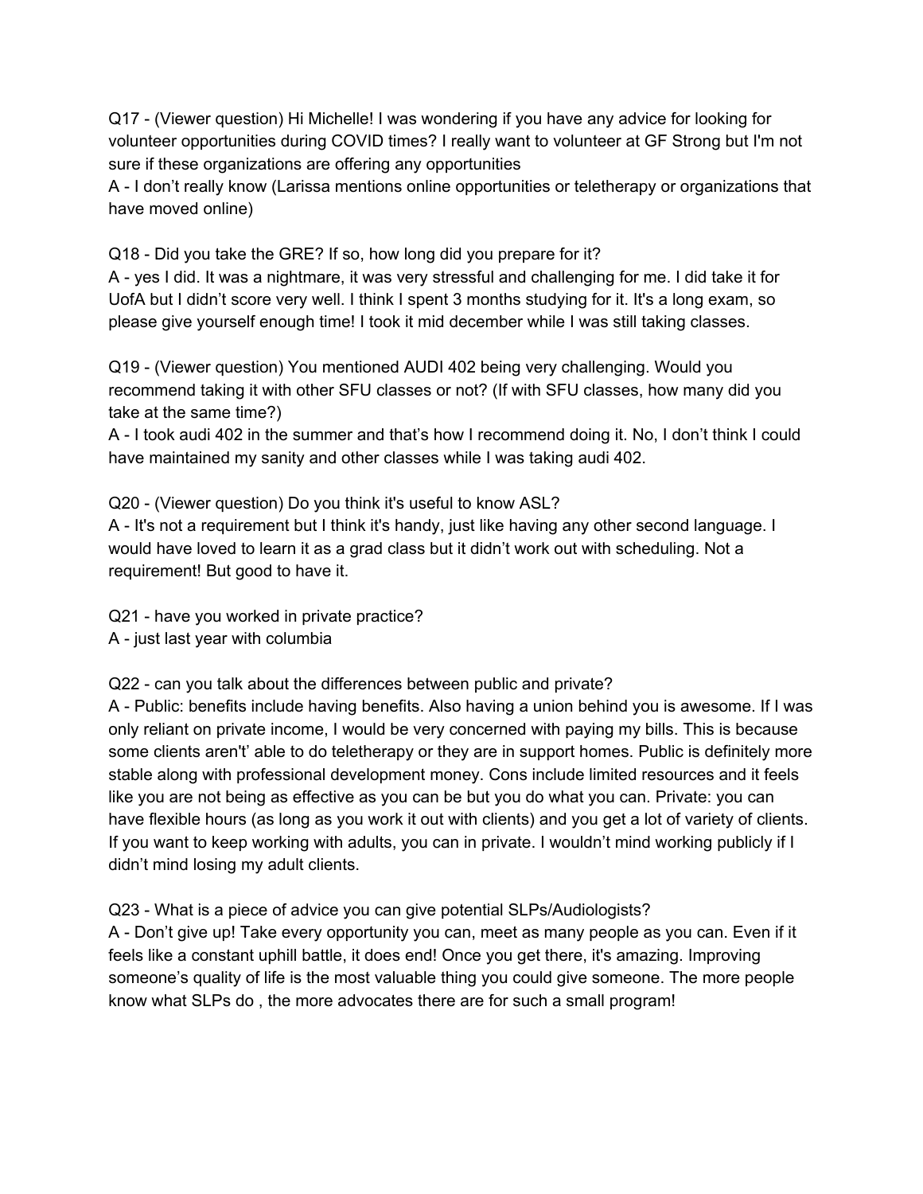Q17 - (Viewer question) Hi Michelle! I was wondering if you have any advice for looking for volunteer opportunities during COVID times? I really want to volunteer at GF Strong but I'm not sure if these organizations are offering any opportunities
A - I don't really know (Larissa mentions online opportunities or teletherapy or organizations that have moved online)

Q18 - Did you take the GRE? If so, how long did you prepare for it?
A - yes I did. It was a nightmare, it was very stressful and challenging for me. I did take it for UofA but I didn't score very well. I think I spent 3 months studying for it. It's a long exam, so please give yourself enough time! I took it mid december while I was still taking classes.

Q19 - (Viewer question) You mentioned AUDI 402 being very challenging. Would you recommend taking it with other SFU classes or not? (If with SFU classes, how many did you take at the same time?)
A - I took audi 402 in the summer and that's how I recommend doing it. No, I don't think I could have maintained my sanity and other classes while I was taking audi 402.

Q20 - (Viewer question) Do you think it's useful to know ASL?
A - It's not a requirement but I think it's handy, just like having any other second language. I would have loved to learn it as a grad class but it didn't work out with scheduling. Not a requirement! But good to have it.

Q21 - have you worked in private practice?
A - just last year with columbia

Q22 - can you talk about the differences between public and private?
A - Public: benefits include having benefits. Also having a union behind you is awesome. If I was only reliant on private income, I would be very concerned with paying my bills. This is because some clients aren't' able to do teletherapy or they are in support homes. Public is definitely more stable along with professional development money. Cons include limited resources and it feels like you are not being as effective as you can be but you do what you can. Private: you can have flexible hours (as long as you work it out with clients) and you get a lot of variety of clients. If you want to keep working with adults, you can in private. I wouldn't mind working publicly if I didn't mind losing my adult clients.

Q23 - What is a piece of advice you can give potential SLPs/Audiologists?
A - Don't give up! Take every opportunity you can, meet as many people as you can. Even if it feels like a constant uphill battle, it does end! Once you get there, it's amazing. Improving someone's quality of life is the most valuable thing you could give someone. The more people know what SLPs do , the more advocates there are for such a small program!